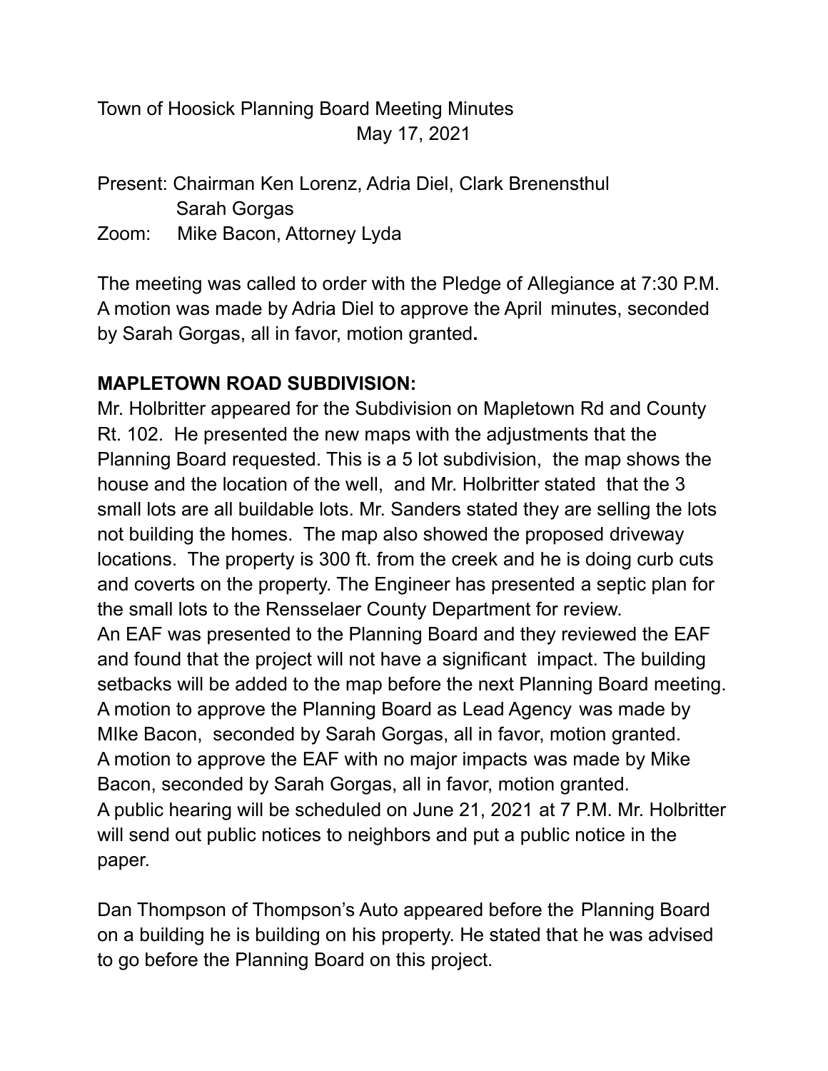Town of Hoosick Planning Board Meeting Minutes
May 17, 2021

Present: Chairman Ken Lorenz, Adria Diel, Clark Brenensthul
Sarah Gorgas
Zoom: Mike Bacon, Attorney Lyda

The meeting was called to order with the Pledge of Allegiance at 7:30 P.M. A motion was made by Adria Diel to approve the April minutes, seconded by Sarah Gorgas, all in favor, motion granted**.**

**MAPLETOWN ROAD SUBDIVISION:**

Mr. Holbritter appeared for the Subdivision on Mapletown Rd and County Rt. 102. He presented the new maps with the adjustments that the Planning Board requested. This is a 5 lot subdivision, the map shows the house and the location of the well, and Mr. Holbritter stated that the 3 small lots are all buildable lots. Mr. Sanders stated they are selling the lots not building the homes. The map also showed the proposed driveway locations. The property is 300 ft. from the creek and he is doing curb cuts and coverts on the property. The Engineer has presented a septic plan for the small lots to the Rensselaer County Department for review.
An EAF was presented to the Planning Board and they reviewed the EAF and found that the project will not have a significant impact. The building setbacks will be added to the map before the next Planning Board meeting.
A motion to approve the Planning Board as Lead Agency was made by MIke Bacon, seconded by Sarah Gorgas, all in favor, motion granted.
A motion to approve the EAF with no major impacts was made by Mike Bacon, seconded by Sarah Gorgas, all in favor, motion granted.
A public hearing will be scheduled on June 21, 2021 at 7 P.M. Mr. Holbritter will send out public notices to neighbors and put a public notice in the paper.

Dan Thompson of Thompson's Auto appeared before the Planning Board on a building he is building on his property. He stated that he was advised to go before the Planning Board on this project.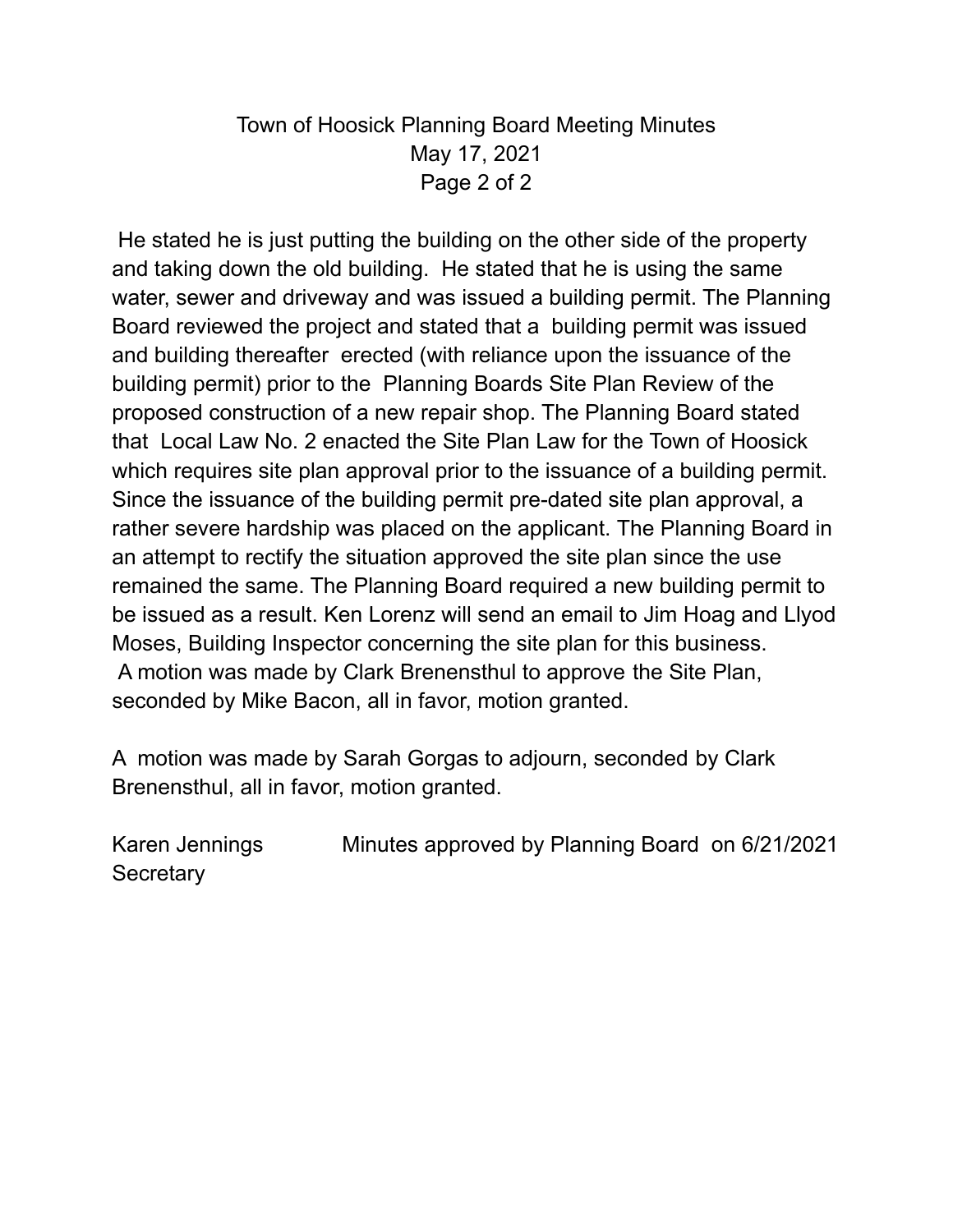He stated he is just putting the building on the other side of the property and taking down the old building. He stated that he is using the same water, sewer and driveway and was issued a building permit. The Planning Board reviewed the project and stated that a building permit was issued and building thereafter erected (with reliance upon the issuance of the building permit) prior to the Planning Boards Site Plan Review of the proposed construction of a new repair shop. The Planning Board stated that Local Law No. 2 enacted the Site Plan Law for the Town of Hoosick which requires site plan approval prior to the issuance of a building permit. Since the issuance of the building permit pre-dated site plan approval, a rather severe hardship was placed on the applicant. The Planning Board in an attempt to rectify the situation approved the site plan since the use remained the same. The Planning Board required a new building permit to be issued as a result. Ken Lorenz will send an email to Jim Hoag and Llyod Moses, Building Inspector concerning the site plan for this business.
A motion was made by Clark Brenensthul to approve the Site Plan, seconded by Mike Bacon, all in favor, motion granted.

A motion was made by Sarah Gorgas to adjourn, seconded by Clark Brenensthul, all in favor, motion granted.

Karen Jennings
Secretary

Minutes approved by Planning Board on 6/21/2021